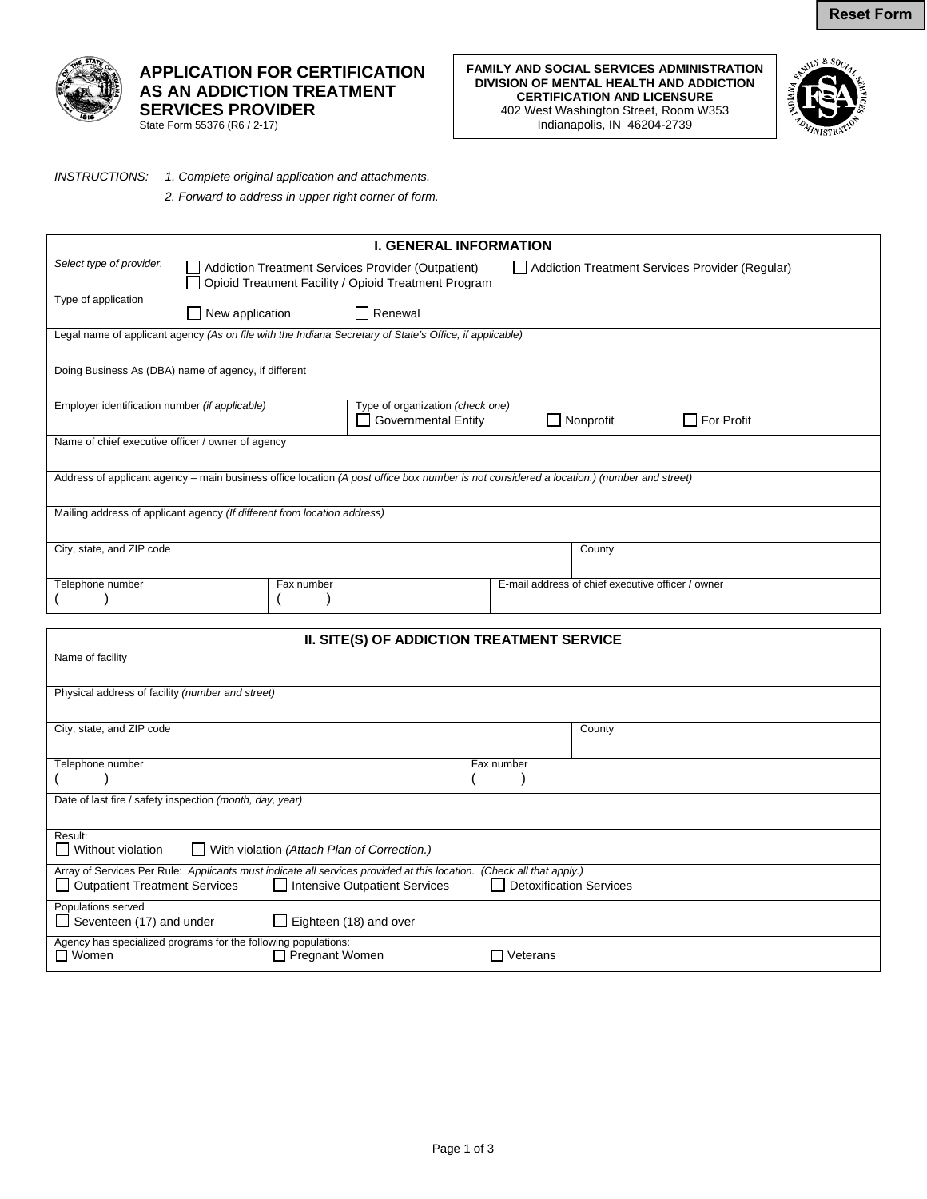Reset Form

# APPLICATION FOR CERTIFICATION AS AN ADDICTION TREATMENT SERVICES PROVIDER

State Form 55376 (R6 / 2-17)

**FAMILY AND SOCIAL SERVICES ADMINISTRATION**
**DIVISION OF MENTAL HEALTH AND ADDICTION**
**CERTIFICATION AND LICENSURE**
402 West Washington Street, Room W353
Indianapolis, IN 46204-2739

*INSTRUCTIONS:* *1. Complete original application and attachments.*
*2. Forward to address in upper right corner of form.*

## I. GENERAL INFORMATION

*Select type of provider.*
☐ Addiction Treatment Services Provider (Outpatient) ☐ Addiction Treatment Services Provider (Regular)
☐ Opioid Treatment Facility / Opioid Treatment Program

Type of application
☐ New application ☐ Renewal

Legal name of applicant agency *(As on file with the Indiana Secretary of State's Office, if applicable)*

Doing Business As (DBA) name of agency, if different

| Employer identification number *(if applicable)* | Type of organization *(check one)* ☐ Governmental Entity ☐ Nonprofit ☐ For Profit |
|---|---|

Name of chief executive officer / owner of agency

Address of applicant agency – main business office location *(A post office box number is not considered a location.) (number and street)*

Mailing address of applicant agency *(If different from location address)*

| City, state, and ZIP code | County |
|---|---|

| Telephone number ( ) | Fax number ( ) | E-mail address of chief executive officer / owner |
|---|---|---|

## II. SITE(S) OF ADDICTION TREATMENT SERVICE

Name of facility

Physical address of facility *(number and street)*

| City, state, and ZIP code | County |
|---|---|

| Telephone number ( ) | Fax number ( ) |
|---|---|

Date of last fire / safety inspection *(month, day, year)*

Result:
☐ Without violation ☐ With violation *(Attach Plan of Correction.)*

Array of Services Per Rule: *Applicants must indicate all services provided at this location. (Check all that apply.)*
☐ Outpatient Treatment Services ☐ Intensive Outpatient Services ☐ Detoxification Services

Populations served
☐ Seventeen (17) and under ☐ Eighteen (18) and over

Agency has specialized programs for the following populations:
☐ Women ☐ Pregnant Women ☐ Veterans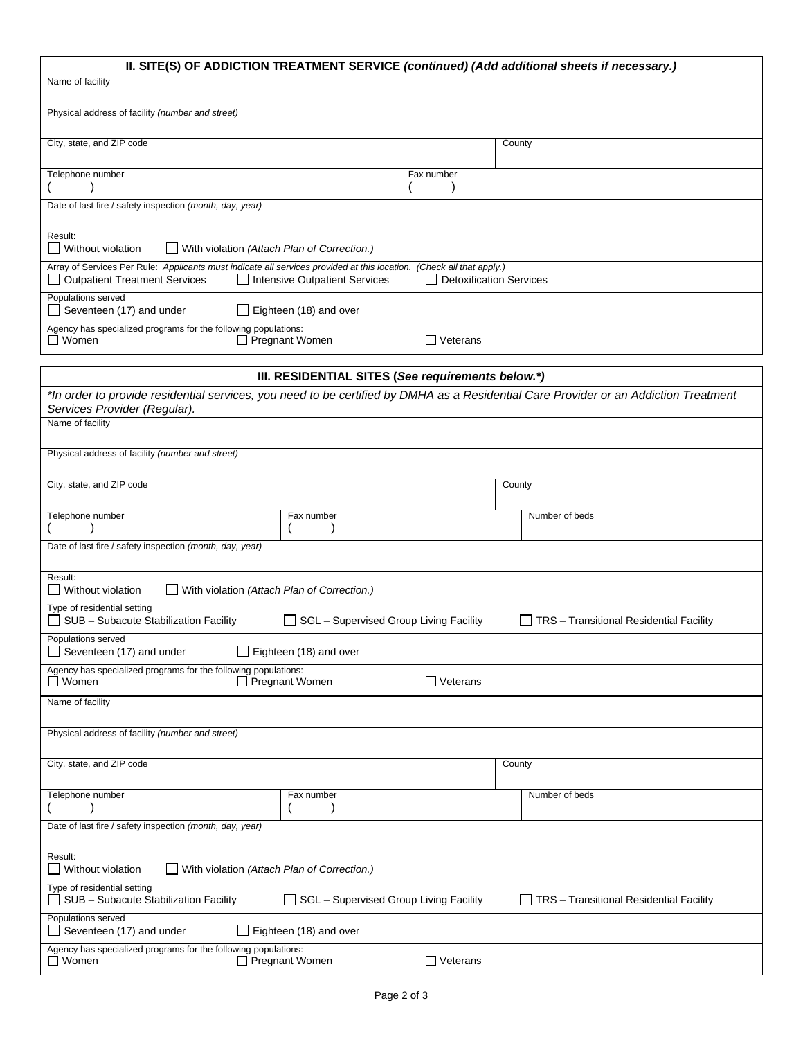## II. SITE(S) OF ADDICTION TREATMENT SERVICE *(continued) (Add additional sheets if necessary.)*

Name of facility

Physical address of facility *(number and street)*

| City, state, and ZIP code | County |
|---|---|
| | |

| Telephone number | Fax number |
|---|---|
| (    ) | (    ) |

Date of last fire / safety inspection *(month, day, year)*

Result:
☐ Without violation ☐ With violation *(Attach Plan of Correction.)*

Array of Services Per Rule: *Applicants must indicate all services provided at this location. (Check all that apply.)*
☐ Outpatient Treatment Services ☐ Intensive Outpatient Services ☐ Detoxification Services

Populations served
☐ Seventeen (17) and under ☐ Eighteen (18) and over

Agency has specialized programs for the following populations:
☐ Women ☐ Pregnant Women ☐ Veterans

## III. RESIDENTIAL SITES (*See requirements below.**)

*\*In order to provide residential services, you need to be certified by DMHA as a Residential Care Provider or an Addiction Treatment Services Provider (Regular).*

Name of facility

Physical address of facility *(number and street)*

| City, state, and ZIP code | County |
|---|---|
| | |

| Telephone number | Fax number | Number of beds |
|---|---|---|
| (    ) | (    ) | |

Date of last fire / safety inspection *(month, day, year)*

Result:
☐ Without violation ☐ With violation *(Attach Plan of Correction.)*

Type of residential setting
☐ SUB – Subacute Stabilization Facility ☐ SGL – Supervised Group Living Facility ☐ TRS – Transitional Residential Facility

Populations served
☐ Seventeen (17) and under ☐ Eighteen (18) and over

Agency has specialized programs for the following populations:
☐ Women ☐ Pregnant Women ☐ Veterans

Name of facility

Physical address of facility *(number and street)*

| City, state, and ZIP code | County |
|---|---|
| | |

| Telephone number | Fax number | Number of beds |
|---|---|---|
| (    ) | (    ) | |

Date of last fire / safety inspection *(month, day, year)*

Result:
☐ Without violation ☐ With violation *(Attach Plan of Correction.)*

Type of residential setting
☐ SUB – Subacute Stabilization Facility ☐ SGL – Supervised Group Living Facility ☐ TRS – Transitional Residential Facility

Populations served
☐ Seventeen (17) and under ☐ Eighteen (18) and over

Agency has specialized programs for the following populations:
☐ Women ☐ Pregnant Women ☐ Veterans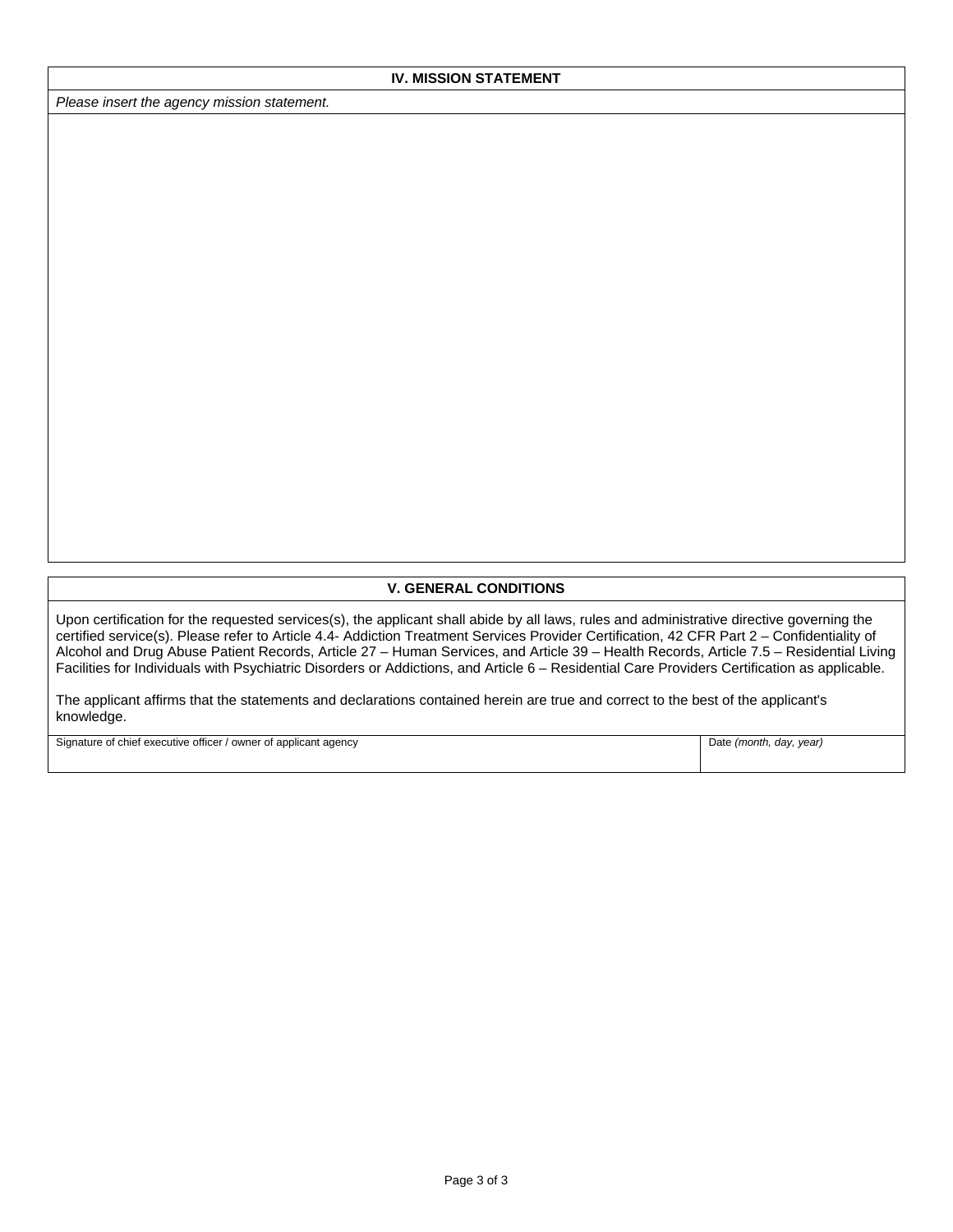## IV. MISSION STATEMENT

*Please insert the agency mission statement.*

## V. GENERAL CONDITIONS

Upon certification for the requested services(s), the applicant shall abide by all laws, rules and administrative directive governing the certified service(s). Please refer to Article 4.4- Addiction Treatment Services Provider Certification, 42 CFR Part 2 – Confidentiality of Alcohol and Drug Abuse Patient Records, Article 27 – Human Services, and Article 39 – Health Records, Article 7.5 – Residential Living Facilities for Individuals with Psychiatric Disorders or Addictions, and Article 6 – Residential Care Providers Certification as applicable.

The applicant affirms that the statements and declarations contained herein are true and correct to the best of the applicant's knowledge.

| Signature of chief executive officer / owner of applicant agency | Date *(month, day, year)* |
| --- | --- |
| | |